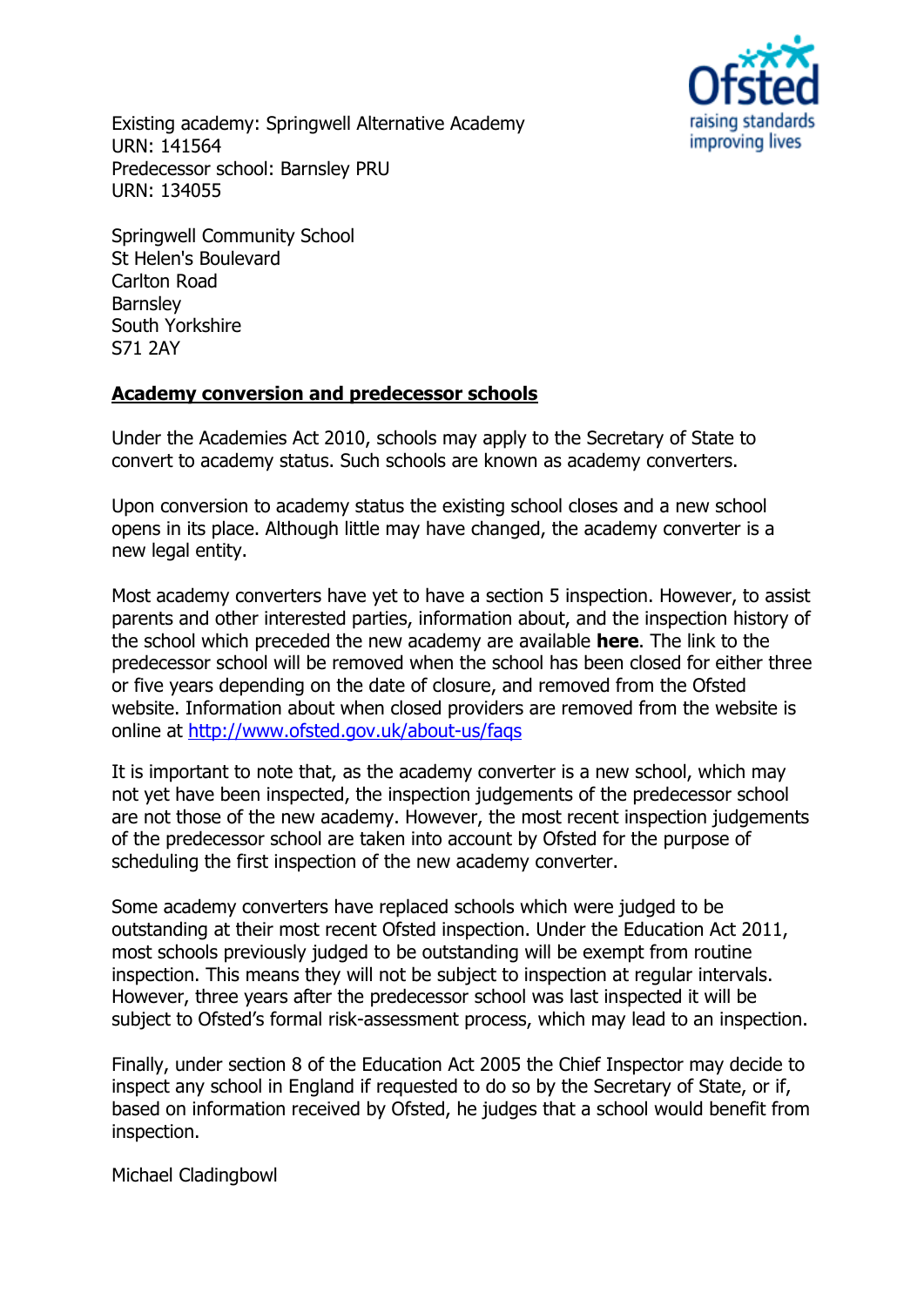Existing academy: Springwell Alternative Academy
URN: 141564
Predecessor school: Barnsley PRU
URN: 134055

Springwell Community School
St Helen's Boulevard
Carlton Road
Barnsley
South Yorkshire
S71 2AY

## Academy conversion and predecessor schools

Under the Academies Act 2010, schools may apply to the Secretary of State to convert to academy status. Such schools are known as academy converters.

Upon conversion to academy status the existing school closes and a new school opens in its place. Although little may have changed, the academy converter is a new legal entity.

Most academy converters have yet to have a section 5 inspection. However, to assist parents and other interested parties, information about, and the inspection history of the school which preceded the new academy are available **here**. The link to the predecessor school will be removed when the school has been closed for either three or five years depending on the date of closure, and removed from the Ofsted website. Information about when closed providers are removed from the website is online at http://www.ofsted.gov.uk/about-us/faqs

It is important to note that, as the academy converter is a new school, which may not yet have been inspected, the inspection judgements of the predecessor school are not those of the new academy. However, the most recent inspection judgements of the predecessor school are taken into account by Ofsted for the purpose of scheduling the first inspection of the new academy converter.

Some academy converters have replaced schools which were judged to be outstanding at their most recent Ofsted inspection. Under the Education Act 2011, most schools previously judged to be outstanding will be exempt from routine inspection. This means they will not be subject to inspection at regular intervals. However, three years after the predecessor school was last inspected it will be subject to Ofsted's formal risk-assessment process, which may lead to an inspection.

Finally, under section 8 of the Education Act 2005 the Chief Inspector may decide to inspect any school in England if requested to do so by the Secretary of State, or if, based on information received by Ofsted, he judges that a school would benefit from inspection.

Michael Cladingbowl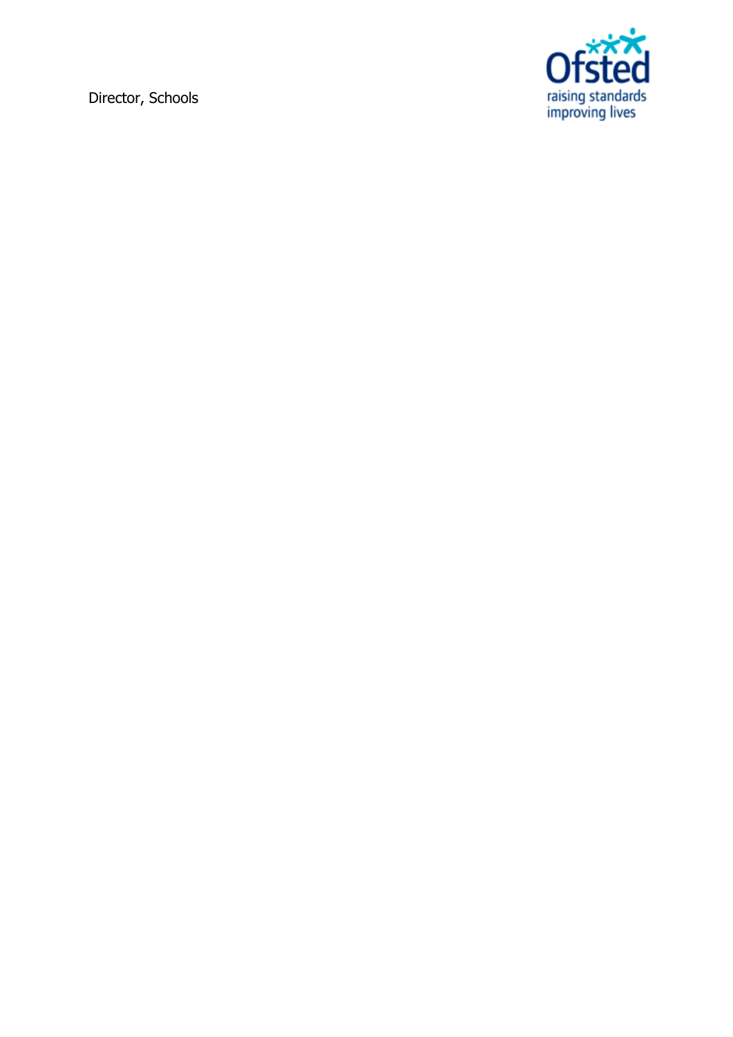Director, Schools